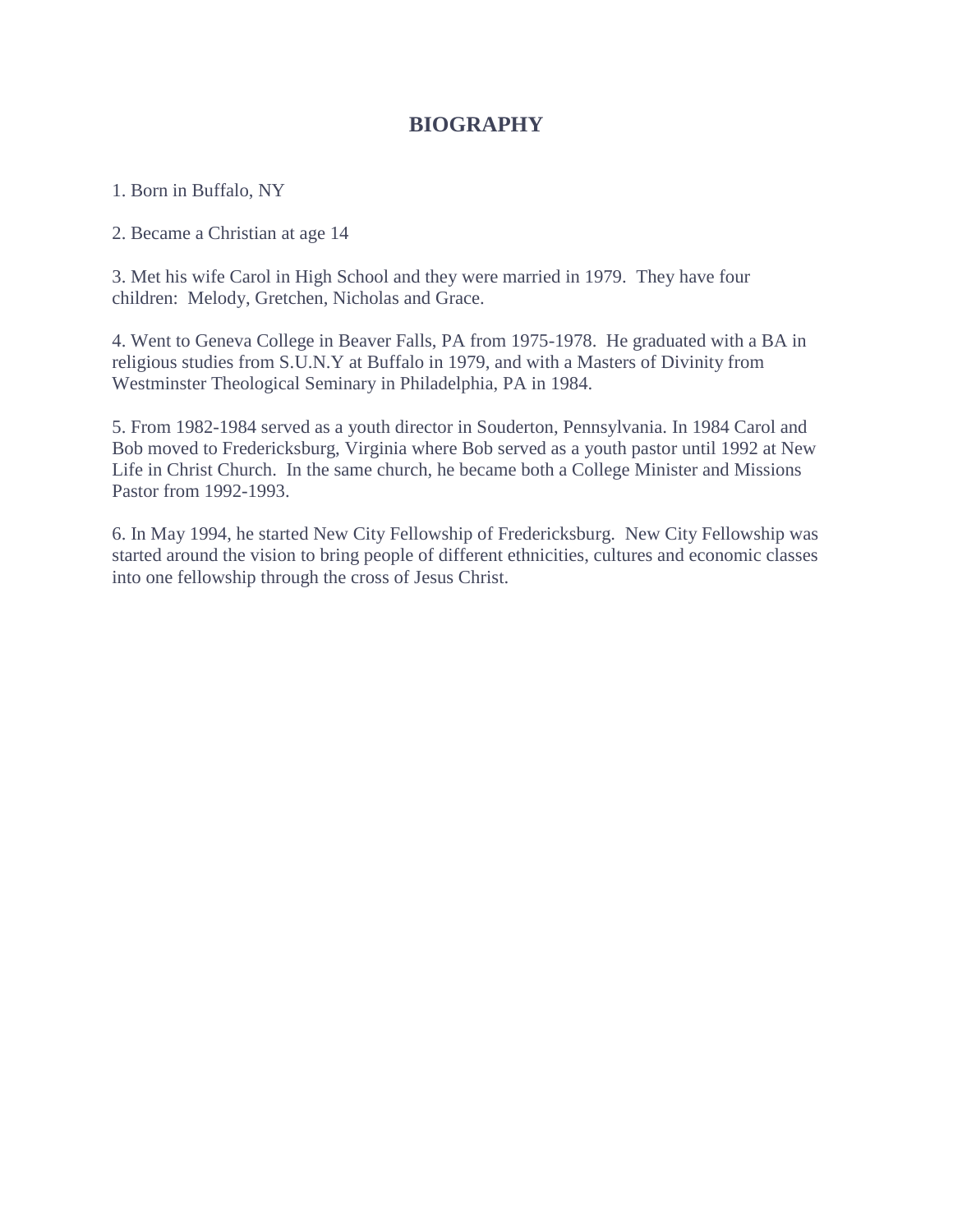# BIOGRAPHY

1. Born in Buffalo, NY

2. Became a Christian at age 14

3. Met his wife Carol in High School and they were married in 1979. They have four children: Melody, Gretchen, Nicholas and Grace.

4. Went to Geneva College in Beaver Falls, PA from 1975-1978. He graduated with a BA in religious studies from S.U.N.Y at Buffalo in 1979, and with a Masters of Divinity from Westminster Theological Seminary in Philadelphia, PA in 1984.

5. From 1982-1984 served as a youth director in Souderton, Pennsylvania. In 1984 Carol and Bob moved to Fredericksburg, Virginia where Bob served as a youth pastor until 1992 at New Life in Christ Church. In the same church, he became both a College Minister and Missions Pastor from 1992-1993.

6. In May 1994, he started New City Fellowship of Fredericksburg. New City Fellowship was started around the vision to bring people of different ethnicities, cultures and economic classes into one fellowship through the cross of Jesus Christ.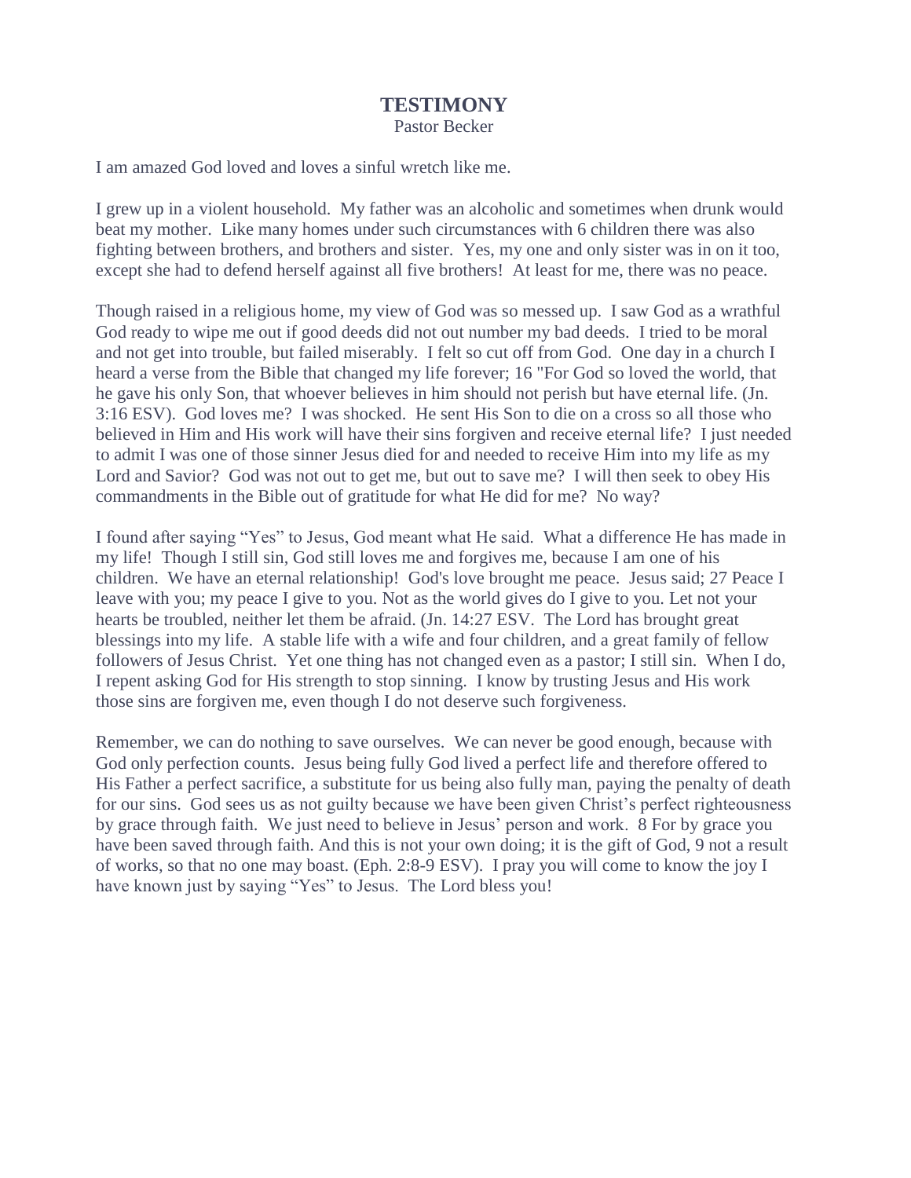# TESTIMONY

Pastor Becker

I am amazed God loved and loves a sinful wretch like me.

I grew up in a violent household. My father was an alcoholic and sometimes when drunk would beat my mother. Like many homes under such circumstances with 6 children there was also fighting between brothers, and brothers and sister. Yes, my one and only sister was in on it too, except she had to defend herself against all five brothers! At least for me, there was no peace.

Though raised in a religious home, my view of God was so messed up. I saw God as a wrathful God ready to wipe me out if good deeds did not out number my bad deeds. I tried to be moral and not get into trouble, but failed miserably. I felt so cut off from God. One day in a church I heard a verse from the Bible that changed my life forever; 16 "For God so loved the world, that he gave his only Son, that whoever believes in him should not perish but have eternal life. (Jn. 3:16 ESV). God loves me? I was shocked. He sent His Son to die on a cross so all those who believed in Him and His work will have their sins forgiven and receive eternal life? I just needed to admit I was one of those sinner Jesus died for and needed to receive Him into my life as my Lord and Savior? God was not out to get me, but out to save me? I will then seek to obey His commandments in the Bible out of gratitude for what He did for me? No way?

I found after saying "Yes" to Jesus, God meant what He said. What a difference He has made in my life! Though I still sin, God still loves me and forgives me, because I am one of his children. We have an eternal relationship! God's love brought me peace. Jesus said; 27 Peace I leave with you; my peace I give to you. Not as the world gives do I give to you. Let not your hearts be troubled, neither let them be afraid. (Jn. 14:27 ESV. The Lord has brought great blessings into my life. A stable life with a wife and four children, and a great family of fellow followers of Jesus Christ. Yet one thing has not changed even as a pastor; I still sin. When I do, I repent asking God for His strength to stop sinning. I know by trusting Jesus and His work those sins are forgiven me, even though I do not deserve such forgiveness.

Remember, we can do nothing to save ourselves. We can never be good enough, because with God only perfection counts. Jesus being fully God lived a perfect life and therefore offered to His Father a perfect sacrifice, a substitute for us being also fully man, paying the penalty of death for our sins. God sees us as not guilty because we have been given Christ's perfect righteousness by grace through faith. We just need to believe in Jesus' person and work. 8 For by grace you have been saved through faith. And this is not your own doing; it is the gift of God, 9 not a result of works, so that no one may boast. (Eph. 2:8-9 ESV). I pray you will come to know the joy I have known just by saying "Yes" to Jesus. The Lord bless you!